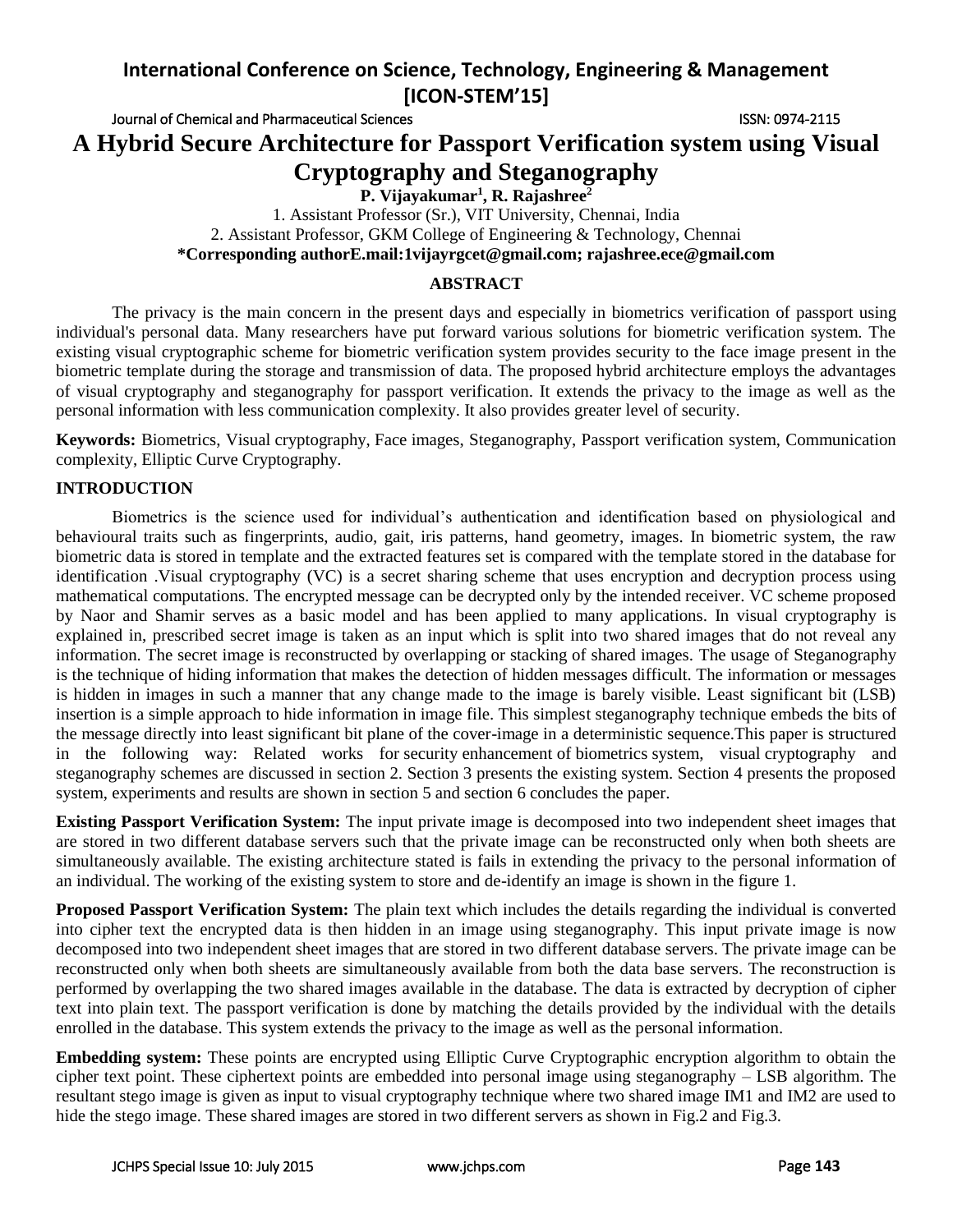# A Hybrid Secure Architecture for Passport Verification system using Visual Cryptography and Steganography

**P. Vijayakumar[1], R. Rajashree[2]**

1. Assistant Professor (Sr.), VIT University, Chennai, India
2. Assistant Professor, GKM College of Engineering & Technology, Chennai

**\*Corresponding authorE.mail:1vijayrgcet@gmail.com; rajashree.ece@gmail.com**

## ABSTRACT

The privacy is the main concern in the present days and especially in biometrics verification of passport using individual's personal data. Many researchers have put forward various solutions for biometric verification system. The existing visual cryptographic scheme for biometric verification system provides security to the face image present in the biometric template during the storage and transmission of data. The proposed hybrid architecture employs the advantages of visual cryptography and steganography for passport verification. It extends the privacy to the image as well as the personal information with less communication complexity. It also provides greater level of security.

**Keywords:** Biometrics, Visual cryptography, Face images, Steganography, Passport verification system, Communication complexity, Elliptic Curve Cryptography.

## INTRODUCTION

Biometrics is the science used for individual's authentication and identification based on physiological and behavioural traits such as fingerprints, audio, gait, iris patterns, hand geometry, images. In biometric system, the raw biometric data is stored in template and the extracted features set is compared with the template stored in the database for identification .Visual cryptography (VC) is a secret sharing scheme that uses encryption and decryption process using mathematical computations. The encrypted message can be decrypted only by the intended receiver. VC scheme proposed by Naor and Shamir serves as a basic model and has been applied to many applications. In visual cryptography is explained in, prescribed secret image is taken as an input which is split into two shared images that do not reveal any information. The secret image is reconstructed by overlapping or stacking of shared images. The usage of Steganography is the technique of hiding information that makes the detection of hidden messages difficult. The information or messages is hidden in images in such a manner that any change made to the image is barely visible. Least significant bit (LSB) insertion is a simple approach to hide information in image file. This simplest steganography technique embeds the bits of the message directly into least significant bit plane of the cover-image in a deterministic sequence.This paper is structured in the following way: Related works for security enhancement of biometrics system, visual cryptography and steganography schemes are discussed in section 2. Section 3 presents the existing system. Section 4 presents the proposed system, experiments and results are shown in section 5 and section 6 concludes the paper.

**Existing Passport Verification System:** The input private image is decomposed into two independent sheet images that are stored in two different database servers such that the private image can be reconstructed only when both sheets are simultaneously available. The existing architecture stated is fails in extending the privacy to the personal information of an individual. The working of the existing system to store and de-identify an image is shown in the figure 1.

**Proposed Passport Verification System:** The plain text which includes the details regarding the individual is converted into cipher text the encrypted data is then hidden in an image using steganography. This input private image is now decomposed into two independent sheet images that are stored in two different database servers. The private image can be reconstructed only when both sheets are simultaneously available from both the data base servers. The reconstruction is performed by overlapping the two shared images available in the database. The data is extracted by decryption of cipher text into plain text. The passport verification is done by matching the details provided by the individual with the details enrolled in the database. This system extends the privacy to the image as well as the personal information.

**Embedding system:** These points are encrypted using Elliptic Curve Cryptographic encryption algorithm to obtain the cipher text point. These ciphertext points are embedded into personal image using steganography – LSB algorithm. The resultant stego image is given as input to visual cryptography technique where two shared image IM1 and IM2 are used to hide the stego image. These shared images are stored in two different servers as shown in Fig.2 and Fig.3.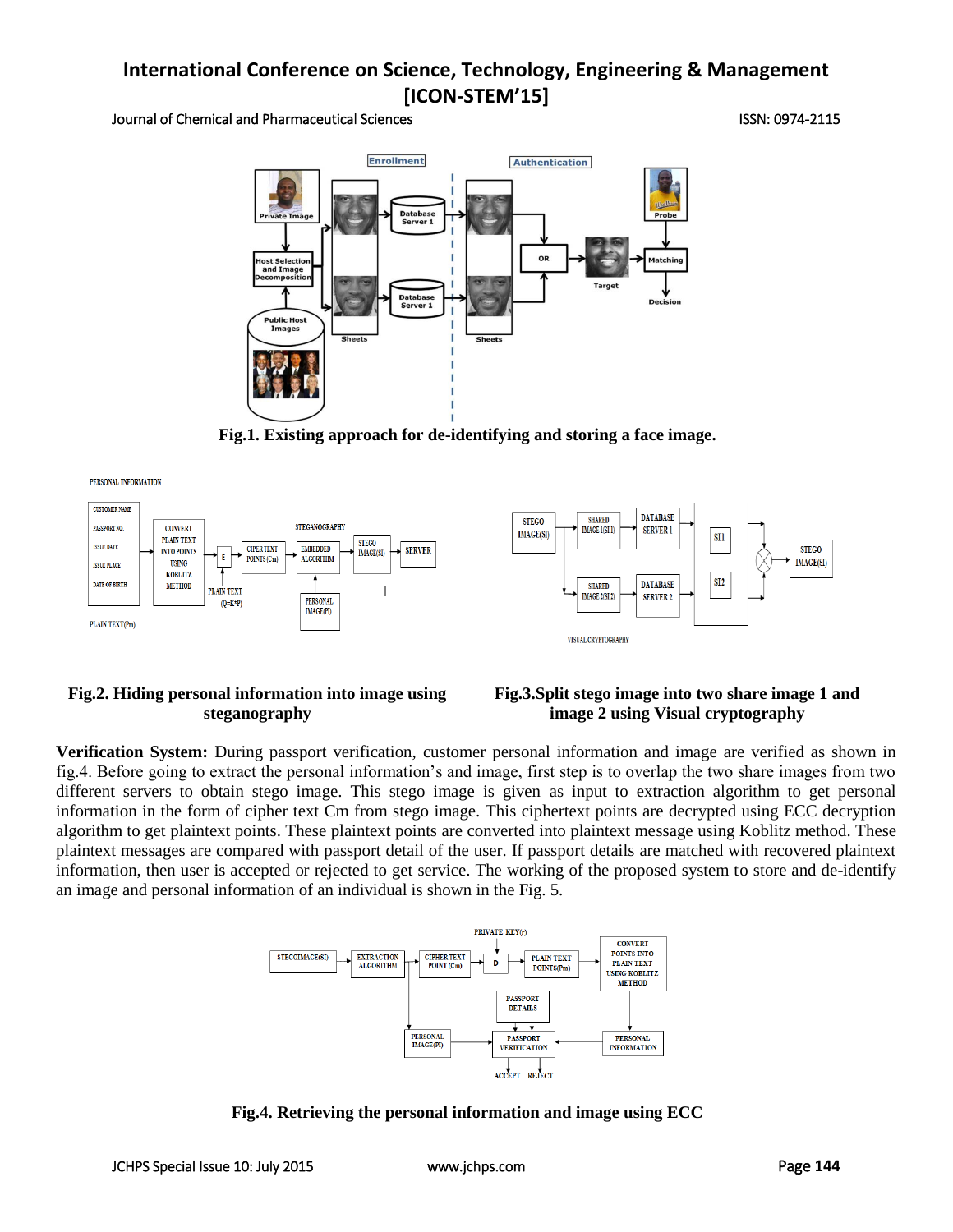Fig.1. Existing approach for de-identifying and storing a face image.

Fig.2. Hiding personal information into image using steganography

Fig.3.Split stego image into two share image 1 and image 2 using Visual cryptography

**Verification System:** During passport verification, customer personal information and image are verified as shown in fig.4. Before going to extract the personal information's and image, first step is to overlap the two share images from two different servers to obtain stego image. This stego image is given as input to extraction algorithm to get personal information in the form of cipher text Cm from stego image. This ciphertext points are decrypted using ECC decryption algorithm to get plaintext points. These plaintext points are converted into plaintext message using Koblitz method. These plaintext messages are compared with passport detail of the user. If passport details are matched with recovered plaintext information, then user is accepted or rejected to get service. The working of the proposed system to store and de-identify an image and personal information of an individual is shown in the Fig. 5.

Fig.4. Retrieving the personal information and image using ECC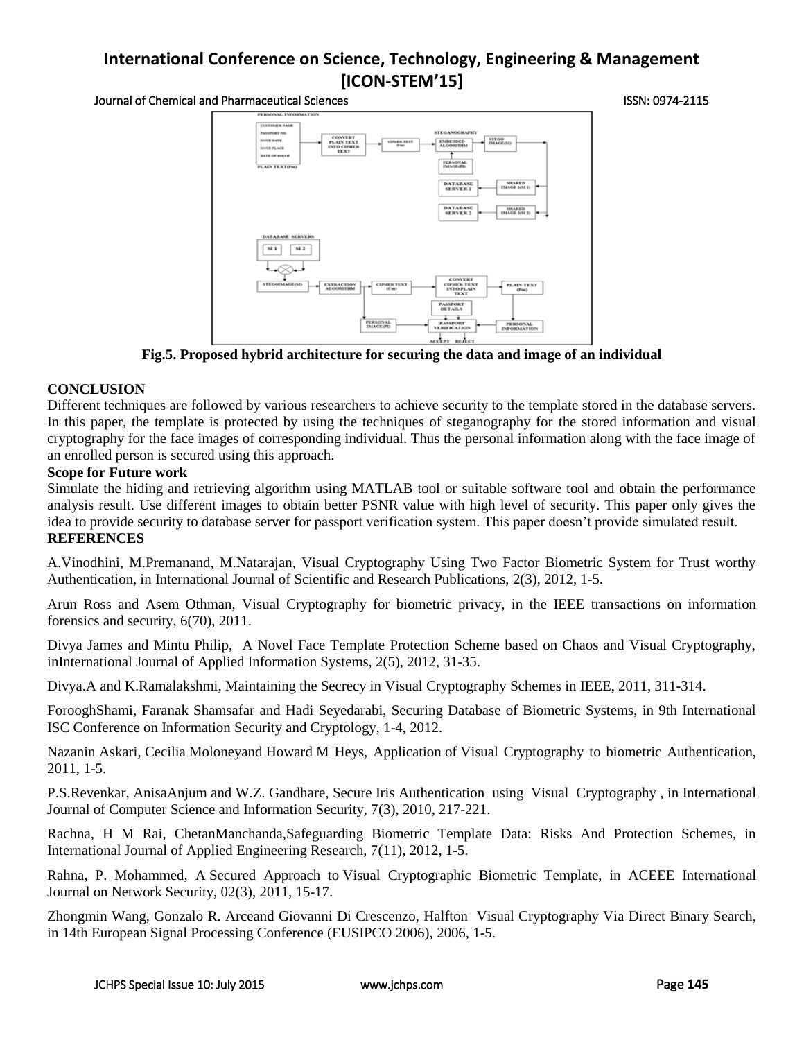Fig.5. Proposed hybrid architecture for securing the data and image of an individual

## CONCLUSION

Different techniques are followed by various researchers to achieve security to the template stored in the database servers. In this paper, the template is protected by using the techniques of steganography for the stored information and visual cryptography for the face images of corresponding individual. Thus the personal information along with the face image of an enrolled person is secured using this approach.

### Scope for Future work

Simulate the hiding and retrieving algorithm using MATLAB tool or suitable software tool and obtain the performance analysis result. Use different images to obtain better PSNR value with high level of security. This paper only gives the idea to provide security to database server for passport verification system. This paper doesn't provide simulated result.

## REFERENCES

A.Vinodhini, M.Premanand, M.Natarajan, Visual Cryptography Using Two Factor Biometric System for Trust worthy Authentication, in International Journal of Scientific and Research Publications, 2(3), 2012, 1-5.

Arun Ross and Asem Othman, Visual Cryptography for biometric privacy, in the IEEE transactions on information forensics and security, 6(70), 2011.

Divya James and Mintu Philip, A Novel Face Template Protection Scheme based on Chaos and Visual Cryptography, inInternational Journal of Applied Information Systems, 2(5), 2012, 31-35.

Divya.A and K.Ramalakshmi, Maintaining the Secrecy in Visual Cryptography Schemes in IEEE, 2011, 311-314.

ForooghShami, Faranak Shamsafar and Hadi Seyedarabi, Securing Database of Biometric Systems, in 9th International ISC Conference on Information Security and Cryptology, 1-4, 2012.

Nazanin Askari, Cecilia Moloneyand Howard M Heys, Application of Visual Cryptography to biometric Authentication, 2011, 1-5.

P.S.Revenkar, AnisaAnjum and W.Z. Gandhare, Secure Iris Authentication using Visual Cryptography , in International Journal of Computer Science and Information Security, 7(3), 2010, 217-221.

Rachna, H M Rai, ChetanManchanda,Safeguarding Biometric Template Data: Risks And Protection Schemes, in International Journal of Applied Engineering Research, 7(11), 2012, 1-5.

Rahna, P. Mohammed, A Secured Approach to Visual Cryptographic Biometric Template, in ACEEE International Journal on Network Security, 02(3), 2011, 15-17.

Zhongmin Wang, Gonzalo R. Arceand Giovanni Di Crescenzo, Halfton Visual Cryptography Via Direct Binary Search, in 14th European Signal Processing Conference (EUSIPCO 2006), 2006, 1-5.